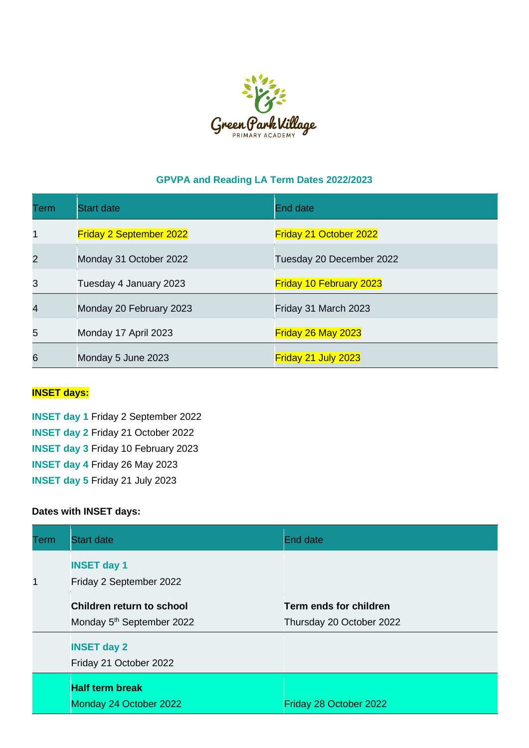Green Park Village

PRIMARY ACADEMY

## GPVPA and Reading LA Term Dates 2022/2023

| Term | Start date | End date |
|---|---|---|
| 1 | Friday 2 September 2022 | Friday 21 October 2022 |
| 2 | Monday 31 October 2022 | Tuesday 20 December 2022 |
| 3 | Tuesday 4 January 2023 | Friday 10 February 2023 |
| 4 | Monday 20 February 2023 | Friday 31 March 2023 |
| 5 | Monday 17 April 2023 | Friday 26 May 2023 |
| 6 | Monday 5 June 2023 | Friday 21 July 2023 |

**INSET days:**

**INSET day 1** Friday 2 September 2022
**INSET day 2** Friday 21 October 2022
**INSET day 3** Friday 10 February 2023
**INSET day 4** Friday 26 May 2023
**INSET day 5** Friday 21 July 2023

**Dates with INSET days:**

| Term | Start date | End date |
|---|---|---|
| 1 | **INSET day 1** Friday 2 September 2022 | |
| | **Children return to school** Monday 5th September 2022 | **Term ends for children** Thursday 20 October 2022 |
| | **INSET day 2** Friday 21 October 2022 | |
| | **Half term break** Monday 24 October 2022 | Friday 28 October 2022 |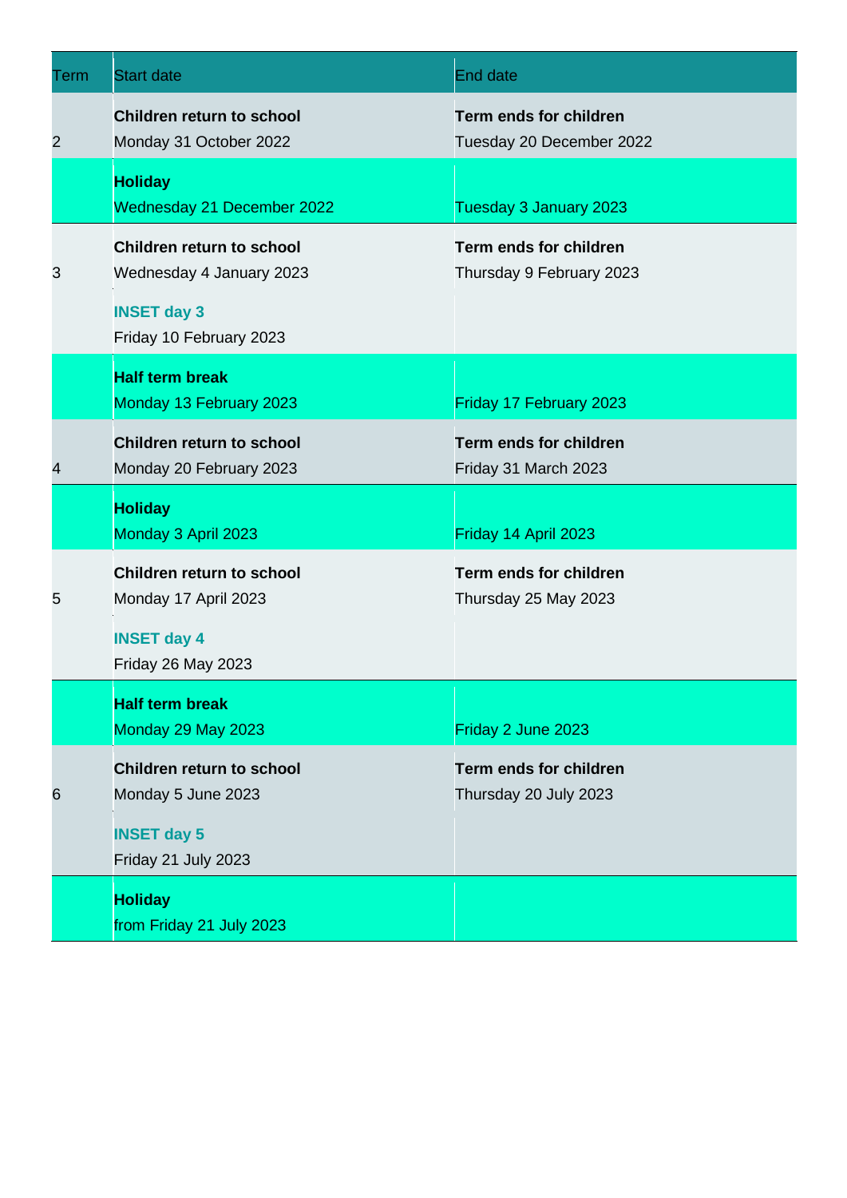| Term | Start date | End date |
| --- | --- | --- |
| 2 | **Children return to school**<br>Monday 31 October 2022 | **Term ends for children**<br>Tuesday 20 December 2022 |
| | **Holiday**<br>Wednesday 21 December 2022 | Tuesday 3 January 2023 |
| 3 | **Children return to school**<br>Wednesday 4 January 2023<br>**INSET day 3**<br>Friday 10 February 2023 | **Term ends for children**<br>Thursday 9 February 2023 |
| | **Half term break**<br>Monday 13 February 2023 | Friday 17 February 2023 |
| 4 | **Children return to school**<br>Monday 20 February 2023 | **Term ends for children**<br>Friday 31 March 2023 |
| | **Holiday**<br>Monday 3 April 2023 | Friday 14 April 2023 |
| 5 | **Children return to school**<br>Monday 17 April 2023<br>**INSET day 4**<br>Friday 26 May 2023 | **Term ends for children**<br>Thursday 25 May 2023 |
| | **Half term break**<br>Monday 29 May 2023 | Friday 2 June 2023 |
| 6 | **Children return to school**<br>Monday 5 June 2023<br>**INSET day 5**<br>Friday 21 July 2023 | **Term ends for children**<br>Thursday 20 July 2023 |
| | **Holiday**<br>from Friday 21 July 2023 | |